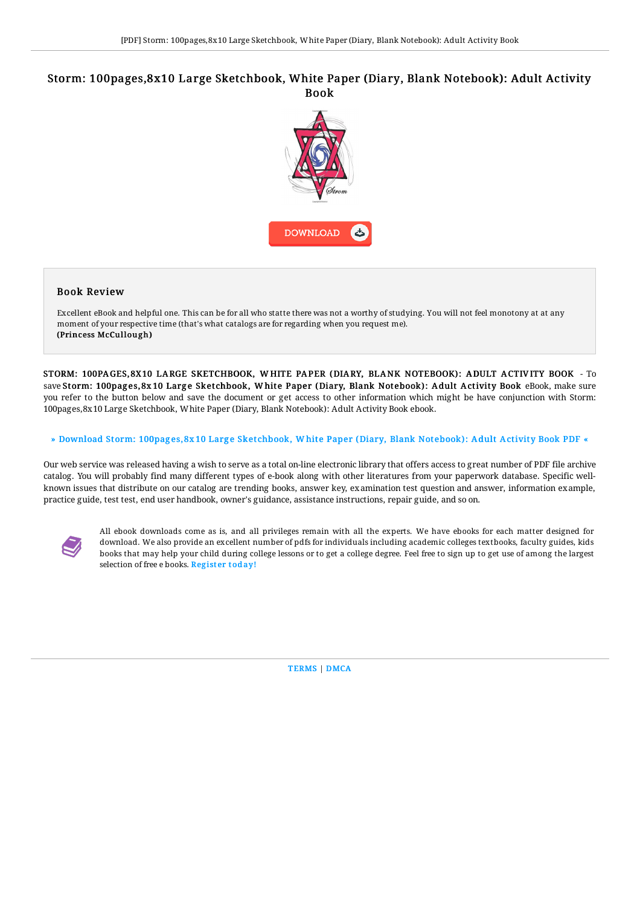# Storm: 100pages,8x10 Large Sketchbook, White Paper (Diary, Blank Notebook): Adult Activity Book

DOWNLOAD

### Book Review

Excellent eBook and helpful one. This can be for all who statte there was not a worthy of studying. You will not feel monotony at at any moment of your respective time (that's what catalogs are for regarding when you request me).
**(Princess McCullough)**

**STORM: 100PAGES,8X10 LARGE SKETCHBOOK, WHITE PAPER (DIARY, BLANK NOTEBOOK): ADULT ACTIVITY BOOK** - To save **Storm: 100pages,8x10 Large Sketchbook, White Paper (Diary, Blank Notebook): Adult Activity Book** eBook, make sure you refer to the button below and save the document or get access to other information which might be have conjunction with Storm: 100pages,8x10 Large Sketchbook, White Paper (Diary, Blank Notebook): Adult Activity Book ebook.

» Download Storm: 100pages,8x10 Large Sketchbook, White Paper (Diary, Blank Notebook): Adult Activity Book PDF «

Our web service was released having a wish to serve as a total on-line electronic library that offers access to great number of PDF file archive catalog. You will probably find many different types of e-book along with other literatures from your paperwork database. Specific well-known issues that distribute on our catalog are trending books, answer key, examination test question and answer, information example, practice guide, test test, end user handbook, owner's guidance, assistance instructions, repair guide, and so on.

All ebook downloads come as is, and all privileges remain with all the experts. We have ebooks for each matter designed for download. We also provide an excellent number of pdfs for individuals including academic colleges textbooks, faculty guides, kids books that may help your child during college lessons or to get a college degree. Feel free to sign up to get use of among the largest selection of free e books. Register today!

TERMS | DMCA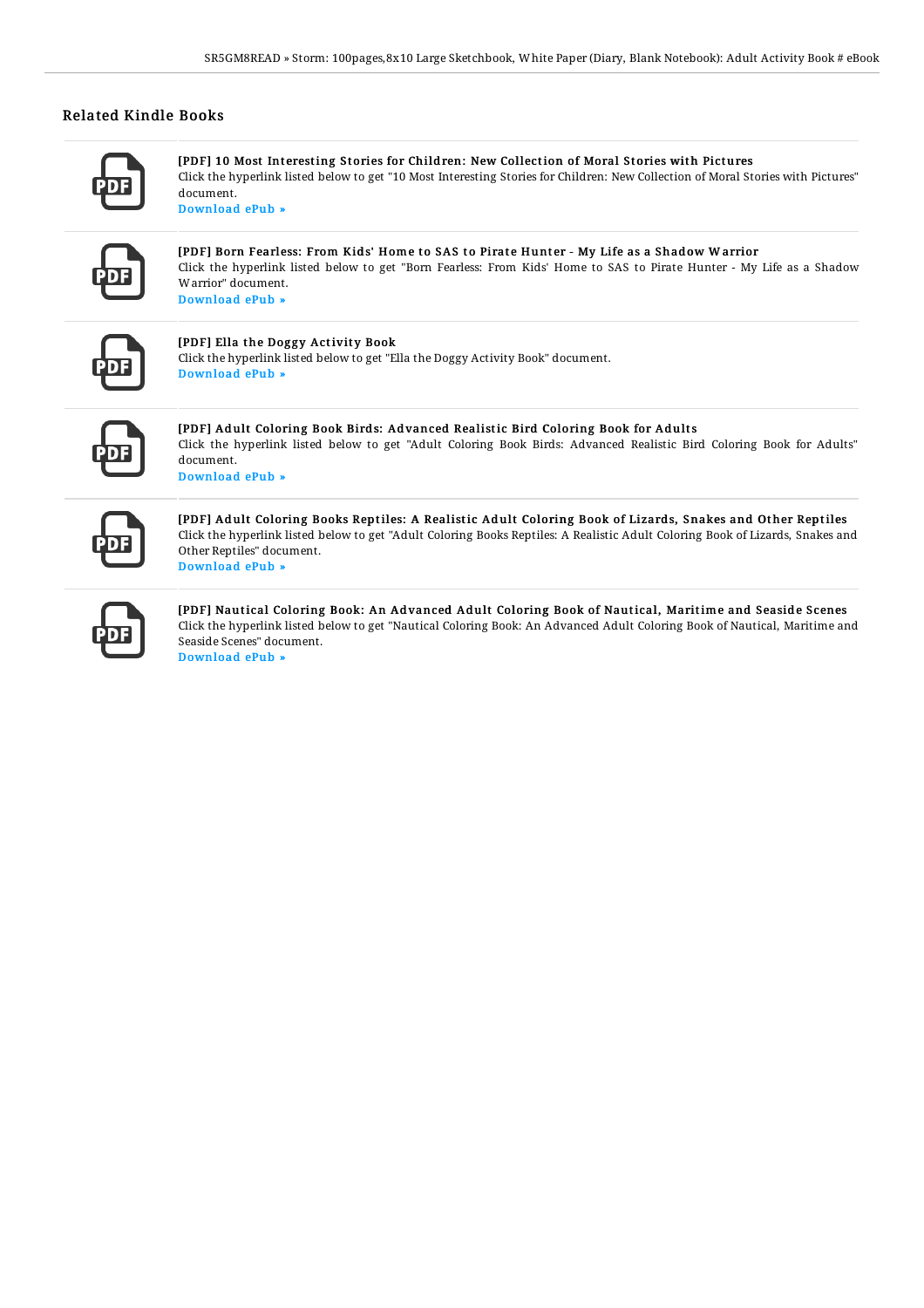## Related Kindle Books

**[PDF] 10 Most Interesting Stories for Children: New Collection of Moral Stories with Pictures**
Click the hyperlink listed below to get "10 Most Interesting Stories for Children: New Collection of Moral Stories with Pictures" document.
Download ePub »

**[PDF] Born Fearless: From Kids' Home to SAS to Pirate Hunter - My Life as a Shadow Warrior**
Click the hyperlink listed below to get "Born Fearless: From Kids' Home to SAS to Pirate Hunter - My Life as a Shadow Warrior" document.
Download ePub »

**[PDF] Ella the Doggy Activity Book**
Click the hyperlink listed below to get "Ella the Doggy Activity Book" document.
Download ePub »

**[PDF] Adult Coloring Book Birds: Advanced Realistic Bird Coloring Book for Adults**
Click the hyperlink listed below to get "Adult Coloring Book Birds: Advanced Realistic Bird Coloring Book for Adults" document.
Download ePub »

**[PDF] Adult Coloring Books Reptiles: A Realistic Adult Coloring Book of Lizards, Snakes and Other Reptiles**
Click the hyperlink listed below to get "Adult Coloring Books Reptiles: A Realistic Adult Coloring Book of Lizards, Snakes and Other Reptiles" document.
Download ePub »

**[PDF] Nautical Coloring Book: An Advanced Adult Coloring Book of Nautical, Maritime and Seaside Scenes**
Click the hyperlink listed below to get "Nautical Coloring Book: An Advanced Adult Coloring Book of Nautical, Maritime and Seaside Scenes" document.
Download ePub »